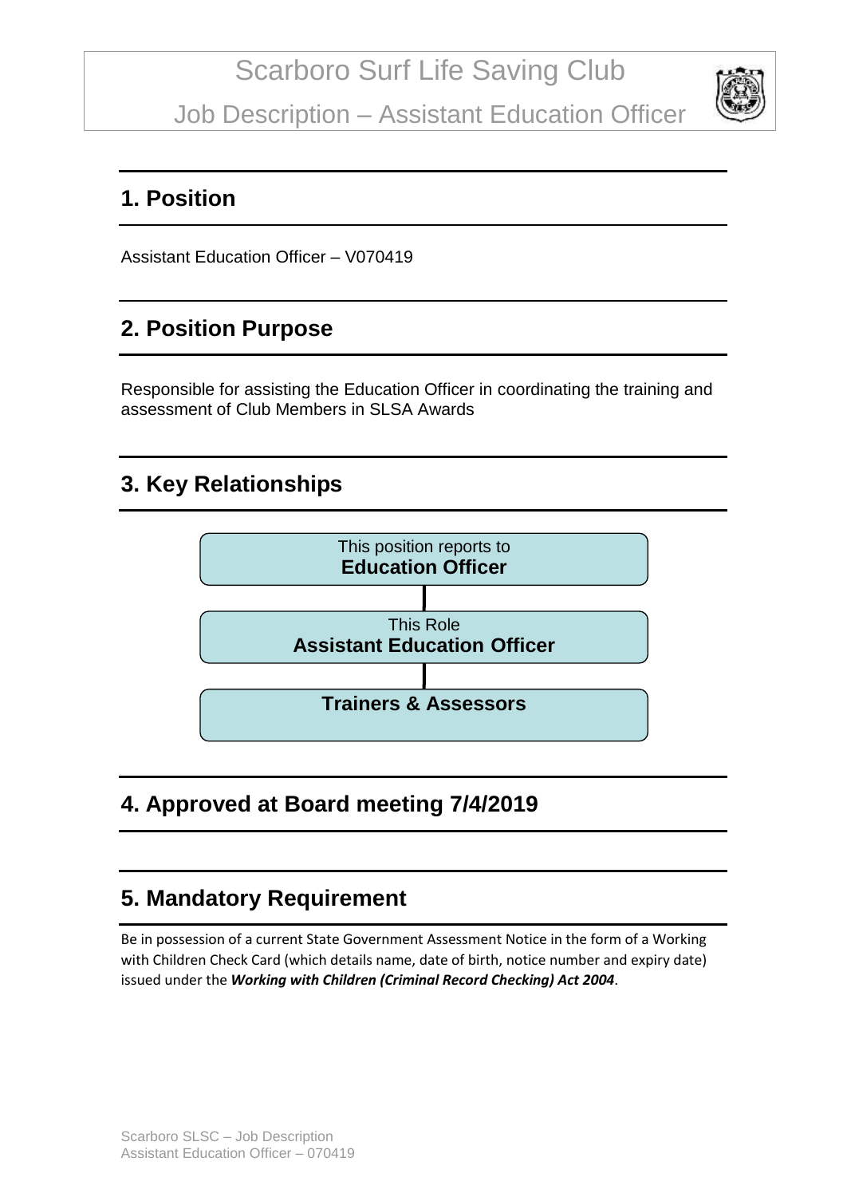# Scarboro Surf Life Saving Club

# Job Description – Assistant Education Officer

## 1. Position

Assistant Education Officer – V070419

## 2. Position Purpose

Responsible for assisting the Education Officer in coordinating the training and assessment of Club Members in SLSA Awards

## 3. Key Relationships

This position reports to
**Education Officer**

This Role
**Assistant Education Officer**

**Trainers & Assessors**

## 4. Approved at Board meeting 7/4/2019

## 5. Mandatory Requirement

Be in possession of a current State Government Assessment Notice in the form of a Working with Children Check Card (which details name, date of birth, notice number and expiry date) issued under the ***Working with Children (Criminal Record Checking) Act 2004***.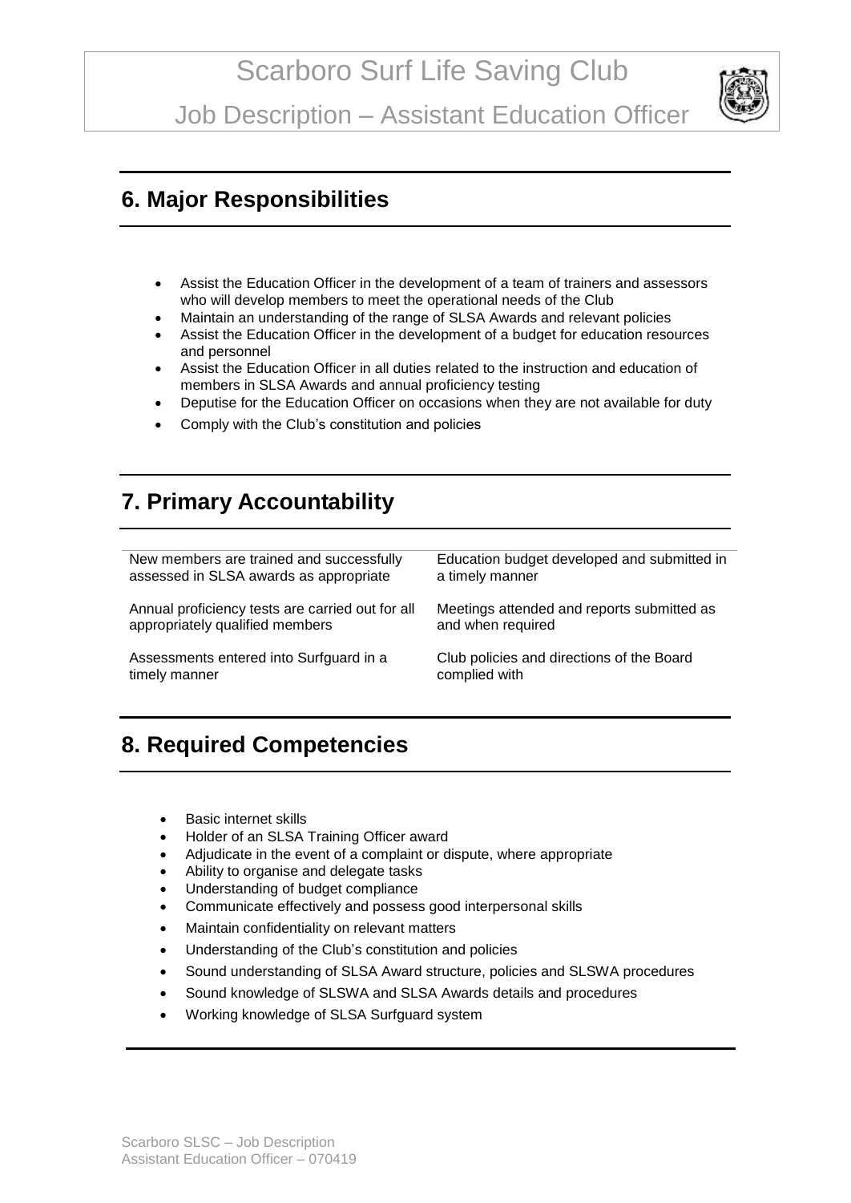## 6. Major Responsibilities

- Assist the Education Officer in the development of a team of trainers and assessors who will develop members to meet the operational needs of the Club
- Maintain an understanding of the range of SLSA Awards and relevant policies
- Assist the Education Officer in the development of a budget for education resources and personnel
- Assist the Education Officer in all duties related to the instruction and education of members in SLSA Awards and annual proficiency testing
- Deputise for the Education Officer on occasions when they are not available for duty
- Comply with the Club's constitution and policies

## 7. Primary Accountability

| | |
|---|---|
| New members are trained and successfully assessed in SLSA awards as appropriate | Education budget developed and submitted in a timely manner |
| Annual proficiency tests are carried out for all appropriately qualified members | Meetings attended and reports submitted as and when required |
| Assessments entered into Surfguard in a timely manner | Club policies and directions of the Board complied with |

## 8. Required Competencies

- Basic internet skills
- Holder of an SLSA Training Officer award
- Adjudicate in the event of a complaint or dispute, where appropriate
- Ability to organise and delegate tasks
- Understanding of budget compliance
- Communicate effectively and possess good interpersonal skills
- Maintain confidentiality on relevant matters
- Understanding of the Club's constitution and policies
- Sound understanding of SLSA Award structure, policies and SLSWA procedures
- Sound knowledge of SLSWA and SLSA Awards details and procedures
- Working knowledge of SLSA Surfguard system